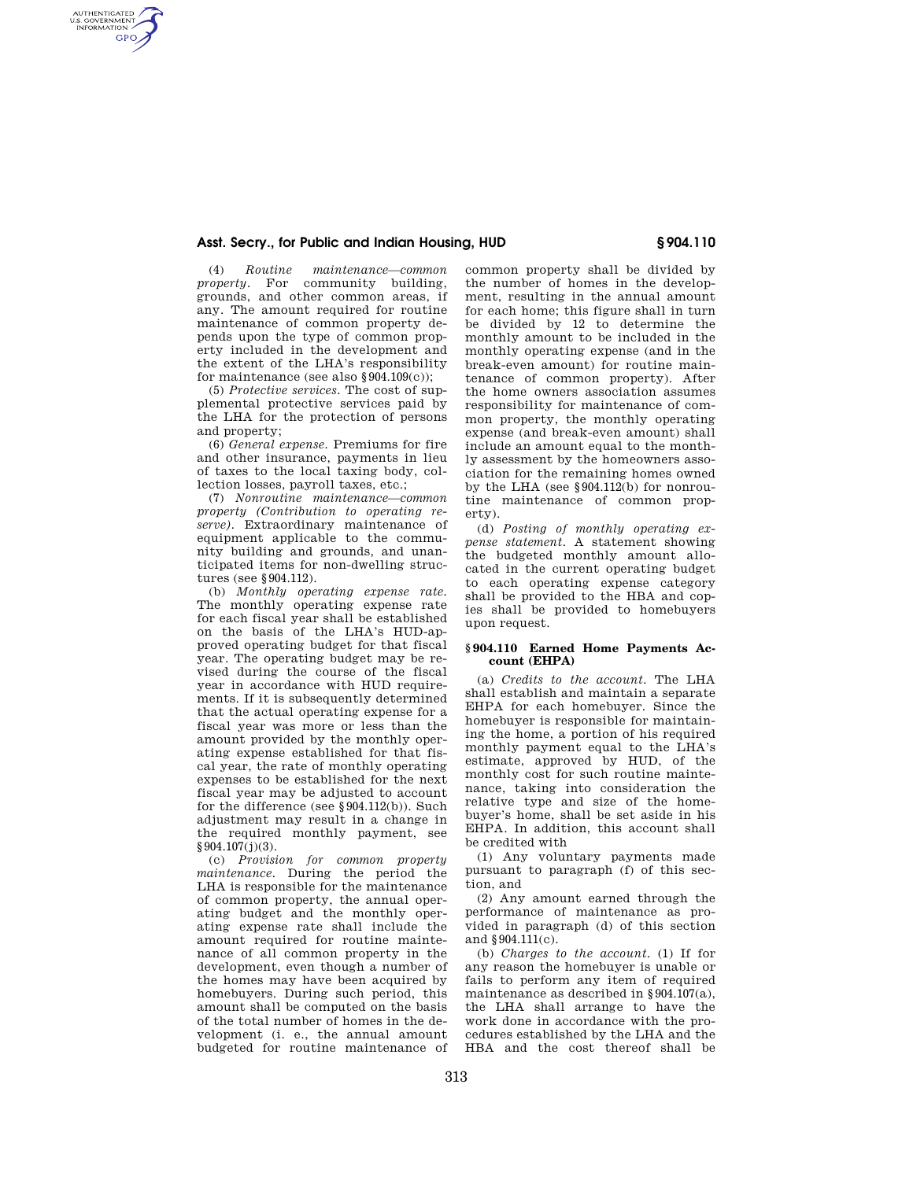(4) *Routine maintenance—common property.* For community building, grounds, and other common areas, if any. The amount required for routine maintenance of common property depends upon the type of common property included in the development and the extent of the LHA's responsibility for maintenance (see also §904.109(c));

(5) *Protective services.* The cost of supplemental protective services paid by the LHA for the protection of persons and property;

(6) *General expense.* Premiums for fire and other insurance, payments in lieu of taxes to the local taxing body, collection losses, payroll taxes, etc.;

(7) *Nonroutine maintenance—common property (Contribution to operating reserve).* Extraordinary maintenance of equipment applicable to the community building and grounds, and unanticipated items for non-dwelling structures (see §904.112).

(b) *Monthly operating expense rate.* The monthly operating expense rate for each fiscal year shall be established on the basis of the LHA's HUD-approved operating budget for that fiscal year. The operating budget may be revised during the course of the fiscal year in accordance with HUD requirements. If it is subsequently determined that the actual operating expense for a fiscal year was more or less than the amount provided by the monthly operating expense established for that fiscal year, the rate of monthly operating expenses to be established for the next fiscal year may be adjusted to account for the difference (see §904.112(b)). Such adjustment may result in a change in the required monthly payment, see §904.107(j)(3).

(c) *Provision for common property maintenance.* During the period the LHA is responsible for the maintenance of common property, the annual operating budget and the monthly operating expense rate shall include the amount required for routine maintenance of all common property in the development, even though a number of the homes may have been acquired by homebuyers. During such period, this amount shall be computed on the basis of the total number of homes in the development (i. e., the annual amount budgeted for routine maintenance of common property shall be divided by the number of homes in the development, resulting in the annual amount for each home; this figure shall in turn be divided by 12 to determine the monthly amount to be included in the monthly operating expense (and in the break-even amount) for routine maintenance of common property). After the home owners association assumes responsibility for maintenance of common property, the monthly operating expense (and break-even amount) shall include an amount equal to the monthly assessment by the homeowners association for the remaining homes owned by the LHA (see §904.112(b) for nonroutine maintenance of common property).

(d) *Posting of monthly operating expense statement.* A statement showing the budgeted monthly amount allocated in the current operating budget to each operating expense category shall be provided to the HBA and copies shall be provided to homebuyers upon request.

## §904.110 Earned Home Payments Account (EHPA)

(a) *Credits to the account.* The LHA shall establish and maintain a separate EHPA for each homebuyer. Since the homebuyer is responsible for maintaining the home, a portion of his required monthly payment equal to the LHA's estimate, approved by HUD, of the monthly cost for such routine maintenance, taking into consideration the relative type and size of the homebuyer's home, shall be set aside in his EHPA. In addition, this account shall be credited with

(1) Any voluntary payments made pursuant to paragraph (f) of this section, and

(2) Any amount earned through the performance of maintenance as provided in paragraph (d) of this section and §904.111(c).

(b) *Charges to the account.* (1) If for any reason the homebuyer is unable or fails to perform any item of required maintenance as described in §904.107(a), the LHA shall arrange to have the work done in accordance with the procedures established by the LHA and the HBA and the cost thereof shall be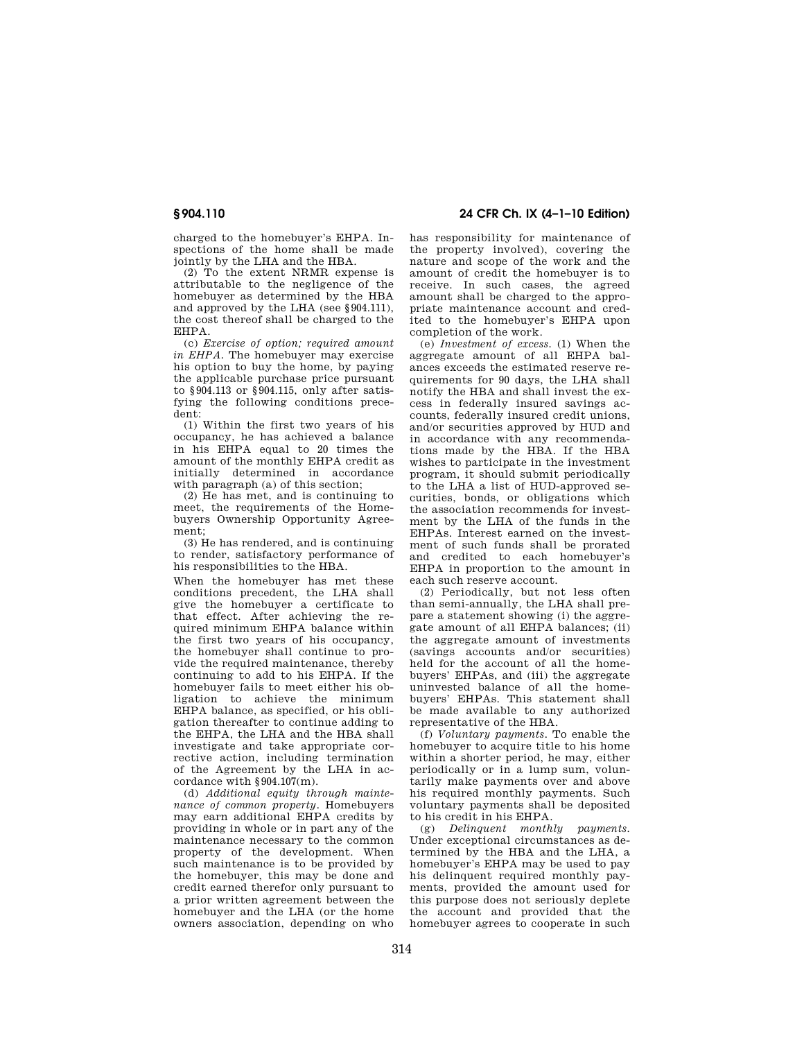charged to the homebuyer's EHPA. Inspections of the home shall be made jointly by the LHA and the HBA.

(2) To the extent NRMR expense is attributable to the negligence of the homebuyer as determined by the HBA and approved by the LHA (see §904.111), the cost thereof shall be charged to the EHPA.

(c) *Exercise of option; required amount in EHPA.* The homebuyer may exercise his option to buy the home, by paying the applicable purchase price pursuant to §904.113 or §904.115, only after satisfying the following conditions precedent:

(1) Within the first two years of his occupancy, he has achieved a balance in his EHPA equal to 20 times the amount of the monthly EHPA credit as initially determined in accordance with paragraph (a) of this section;

(2) He has met, and is continuing to meet, the requirements of the Homebuyers Ownership Opportunity Agreement;

(3) He has rendered, and is continuing to render, satisfactory performance of his responsibilities to the HBA.

When the homebuyer has met these conditions precedent, the LHA shall give the homebuyer a certificate to that effect. After achieving the required minimum EHPA balance within the first two years of his occupancy, the homebuyer shall continue to provide the required maintenance, thereby continuing to add to his EHPA. If the homebuyer fails to meet either his obligation to achieve the minimum EHPA balance, as specified, or his obligation thereafter to continue adding to the EHPA, the LHA and the HBA shall investigate and take appropriate corrective action, including termination of the Agreement by the LHA in accordance with §904.107(m).

(d) *Additional equity through maintenance of common property.* Homebuyers may earn additional EHPA credits by providing in whole or in part any of the maintenance necessary to the common property of the development. When such maintenance is to be provided by the homebuyer, this may be done and credit earned therefor only pursuant to a prior written agreement between the homebuyer and the LHA (or the home owners association, depending on who has responsibility for maintenance of the property involved), covering the nature and scope of the work and the amount of credit the homebuyer is to receive. In such cases, the agreed amount shall be charged to the appropriate maintenance account and credited to the homebuyer's EHPA upon completion of the work.

(e) *Investment of excess.* (1) When the aggregate amount of all EHPA balances exceeds the estimated reserve requirements for 90 days, the LHA shall notify the HBA and shall invest the excess in federally insured savings accounts, federally insured credit unions, and/or securities approved by HUD and in accordance with any recommendations made by the HBA. If the HBA wishes to participate in the investment program, it should submit periodically to the LHA a list of HUD-approved securities, bonds, or obligations which the association recommends for investment by the LHA of the funds in the EHPAs. Interest earned on the investment of such funds shall be prorated and credited to each homebuyer's EHPA in proportion to the amount in each such reserve account.

(2) Periodically, but not less often than semi-annually, the LHA shall prepare a statement showing (i) the aggregate amount of all EHPA balances; (ii) the aggregate amount of investments (savings accounts and/or securities) held for the account of all the homebuyers' EHPAs, and (iii) the aggregate uninvested balance of all the homebuyers' EHPAs. This statement shall be made available to any authorized representative of the HBA.

(f) *Voluntary payments.* To enable the homebuyer to acquire title to his home within a shorter period, he may, either periodically or in a lump sum, voluntarily make payments over and above his required monthly payments. Such voluntary payments shall be deposited to his credit in his EHPA.

(g) *Delinquent monthly payments.* Under exceptional circumstances as determined by the HBA and the LHA, a homebuyer's EHPA may be used to pay his delinquent required monthly payments, provided the amount used for this purpose does not seriously deplete the account and provided that the homebuyer agrees to cooperate in such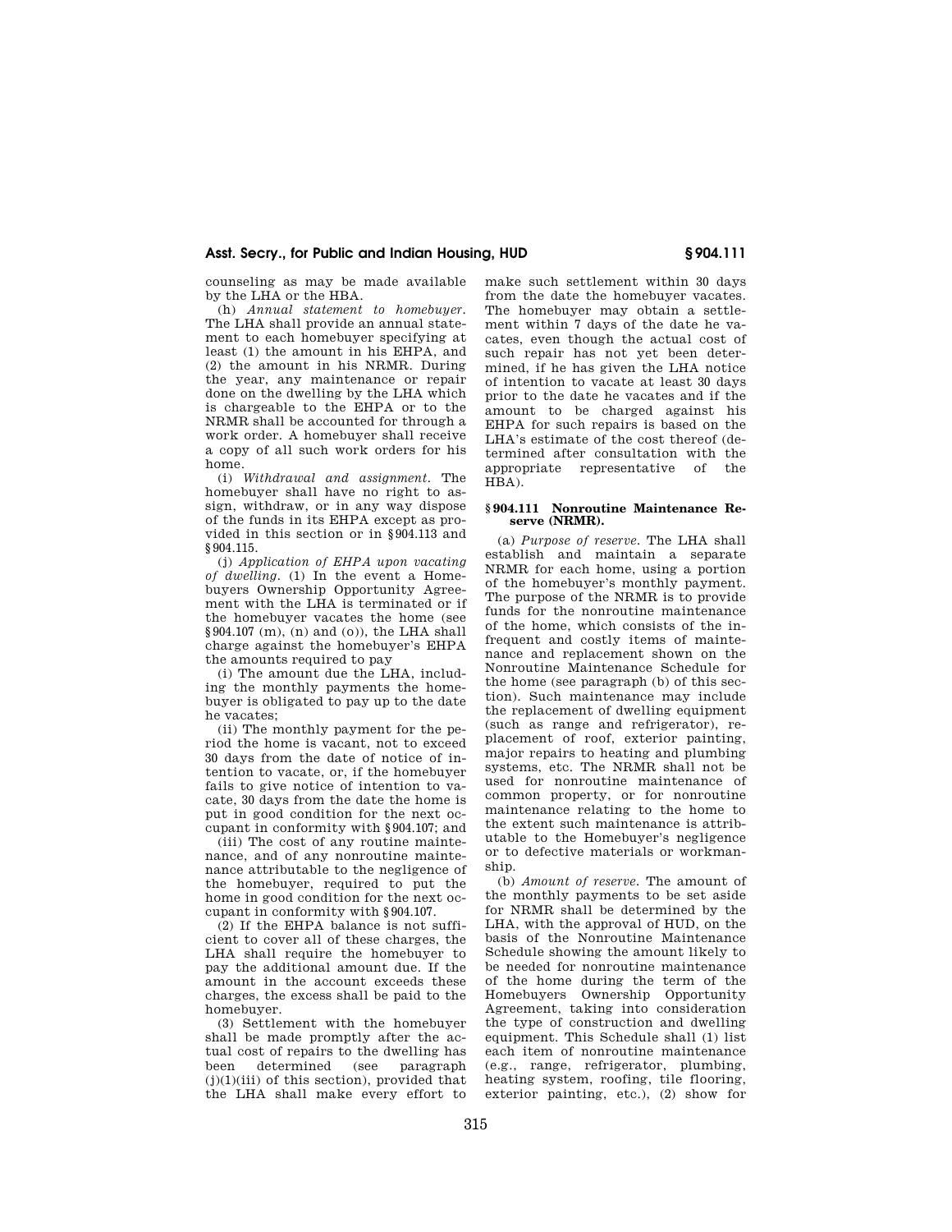counseling as may be made available by the LHA or the HBA.

(h) *Annual statement to homebuyer.* The LHA shall provide an annual statement to each homebuyer specifying at least (1) the amount in his EHPA, and (2) the amount in his NRMR. During the year, any maintenance or repair done on the dwelling by the LHA which is chargeable to the EHPA or to the NRMR shall be accounted for through a work order. A homebuyer shall receive a copy of all such work orders for his home.

(i) *Withdrawal and assignment.* The homebuyer shall have no right to assign, withdraw, or in any way dispose of the funds in its EHPA except as provided in this section or in §904.113 and §904.115.

(j) *Application of EHPA upon vacating of dwelling.* (1) In the event a Homebuyers Ownership Opportunity Agreement with the LHA is terminated or if the homebuyer vacates the home (see §904.107 (m), (n) and (o)), the LHA shall charge against the homebuyer's EHPA the amounts required to pay

(i) The amount due the LHA, including the monthly payments the homebuyer is obligated to pay up to the date he vacates;

(ii) The monthly payment for the period the home is vacant, not to exceed 30 days from the date of notice of intention to vacate, or, if the homebuyer fails to give notice of intention to vacate, 30 days from the date the home is put in good condition for the next occupant in conformity with §904.107; and

(iii) The cost of any routine maintenance, and of any nonroutine maintenance attributable to the negligence of the homebuyer, required to put the home in good condition for the next occupant in conformity with §904.107.

(2) If the EHPA balance is not sufficient to cover all of these charges, the LHA shall require the homebuyer to pay the additional amount due. If the amount in the account exceeds these charges, the excess shall be paid to the homebuyer.

(3) Settlement with the homebuyer shall be made promptly after the actual cost of repairs to the dwelling has been determined (see paragraph (j)(1)(iii) of this section), provided that the LHA shall make every effort to make such settlement within 30 days from the date the homebuyer vacates. The homebuyer may obtain a settlement within 7 days of the date he vacates, even though the actual cost of such repair has not yet been determined, if he has given the LHA notice of intention to vacate at least 30 days prior to the date he vacates and if the amount to be charged against his EHPA for such repairs is based on the LHA's estimate of the cost thereof (determined after consultation with the appropriate representative of the HBA).

### §904.111 Nonroutine Maintenance Reserve (NRMR).

(a) *Purpose of reserve.* The LHA shall establish and maintain a separate NRMR for each home, using a portion of the homebuyer's monthly payment. The purpose of the NRMR is to provide funds for the nonroutine maintenance of the home, which consists of the infrequent and costly items of maintenance and replacement shown on the Nonroutine Maintenance Schedule for the home (see paragraph (b) of this section). Such maintenance may include the replacement of dwelling equipment (such as range and refrigerator), replacement of roof, exterior painting, major repairs to heating and plumbing systems, etc. The NRMR shall not be used for nonroutine maintenance of common property, or for nonroutine maintenance relating to the home to the extent such maintenance is attributable to the Homebuyer's negligence or to defective materials or workmanship.

(b) *Amount of reserve.* The amount of the monthly payments to be set aside for NRMR shall be determined by the LHA, with the approval of HUD, on the basis of the Nonroutine Maintenance Schedule showing the amount likely to be needed for nonroutine maintenance of the home during the term of the Homebuyers Ownership Opportunity Agreement, taking into consideration the type of construction and dwelling equipment. This Schedule shall (1) list each item of nonroutine maintenance (e.g., range, refrigerator, plumbing, heating system, roofing, tile flooring, exterior painting, etc.), (2) show for